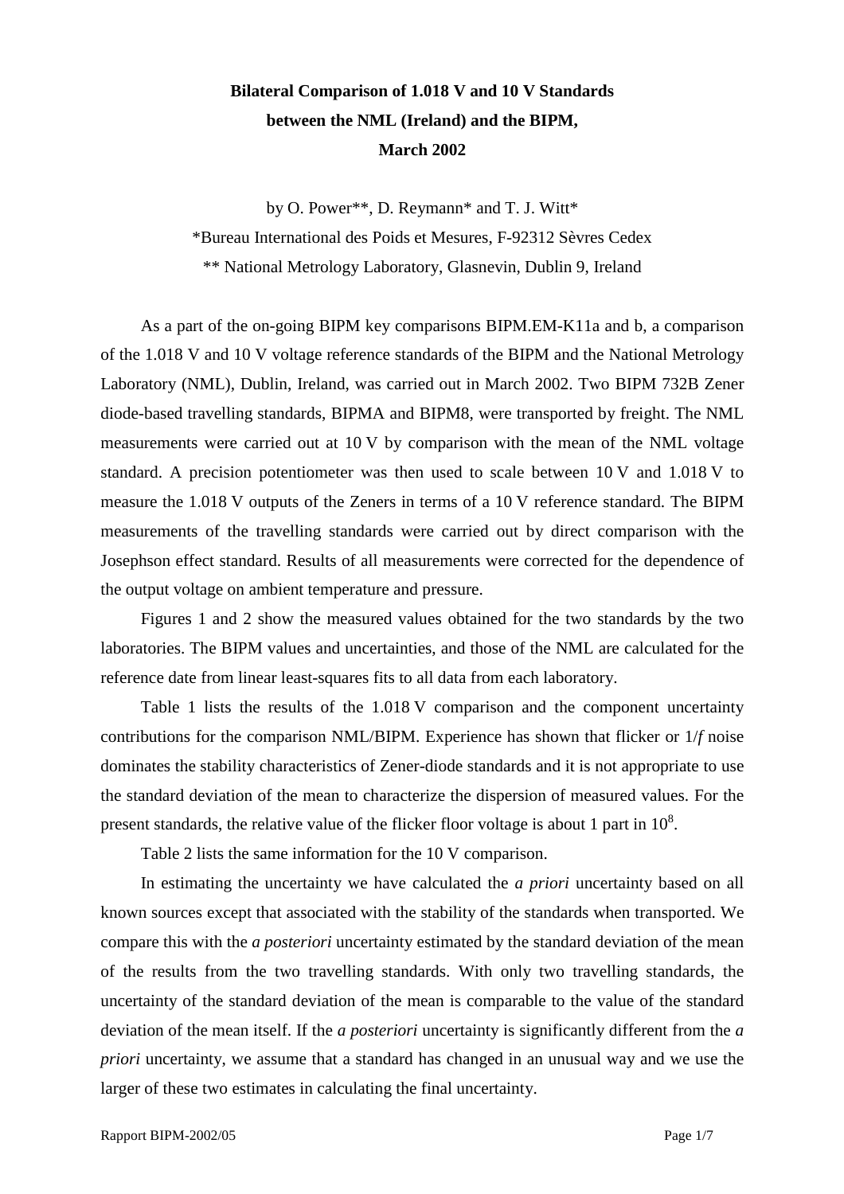# Bilateral Comparison of 1.018 V and 10 V Standards between the NML (Ireland) and the BIPM, March 2002

by O. Power\*\*, D. Reymann\* and T. J. Witt\*

\*Bureau International des Poids et Mesures, F-92312 Sèvres Cedex

\*\* National Metrology Laboratory, Glasnevin, Dublin 9, Ireland

As a part of the on-going BIPM key comparisons BIPM.EM-K11a and b, a comparison of the 1.018 V and 10 V voltage reference standards of the BIPM and the National Metrology Laboratory (NML), Dublin, Ireland, was carried out in March 2002. Two BIPM 732B Zener diode-based travelling standards, BIPMA and BIPM8, were transported by freight. The NML measurements were carried out at 10 V by comparison with the mean of the NML voltage standard. A precision potentiometer was then used to scale between 10 V and 1.018 V to measure the 1.018 V outputs of the Zeners in terms of a 10 V reference standard. The BIPM measurements of the travelling standards were carried out by direct comparison with the Josephson effect standard. Results of all measurements were corrected for the dependence of the output voltage on ambient temperature and pressure.

Figures 1 and 2 show the measured values obtained for the two standards by the two laboratories. The BIPM values and uncertainties, and those of the NML are calculated for the reference date from linear least-squares fits to all data from each laboratory.

Table 1 lists the results of the 1.018 V comparison and the component uncertainty contributions for the comparison NML/BIPM. Experience has shown that flicker or $1/f$ noise dominates the stability characteristics of Zener-diode standards and it is not appropriate to use the standard deviation of the mean to characterize the dispersion of measured values. For the present standards, the relative value of the flicker floor voltage is about 1 part in $10^8$.

Table 2 lists the same information for the 10 V comparison.

In estimating the uncertainty we have calculated the *a priori* uncertainty based on all known sources except that associated with the stability of the standards when transported. We compare this with the *a posteriori* uncertainty estimated by the standard deviation of the mean of the results from the two travelling standards. With only two travelling standards, the uncertainty of the standard deviation of the mean is comparable to the value of the standard deviation of the mean itself. If the *a posteriori* uncertainty is significantly different from the *a priori* uncertainty, we assume that a standard has changed in an unusual way and we use the larger of these two estimates in calculating the final uncertainty.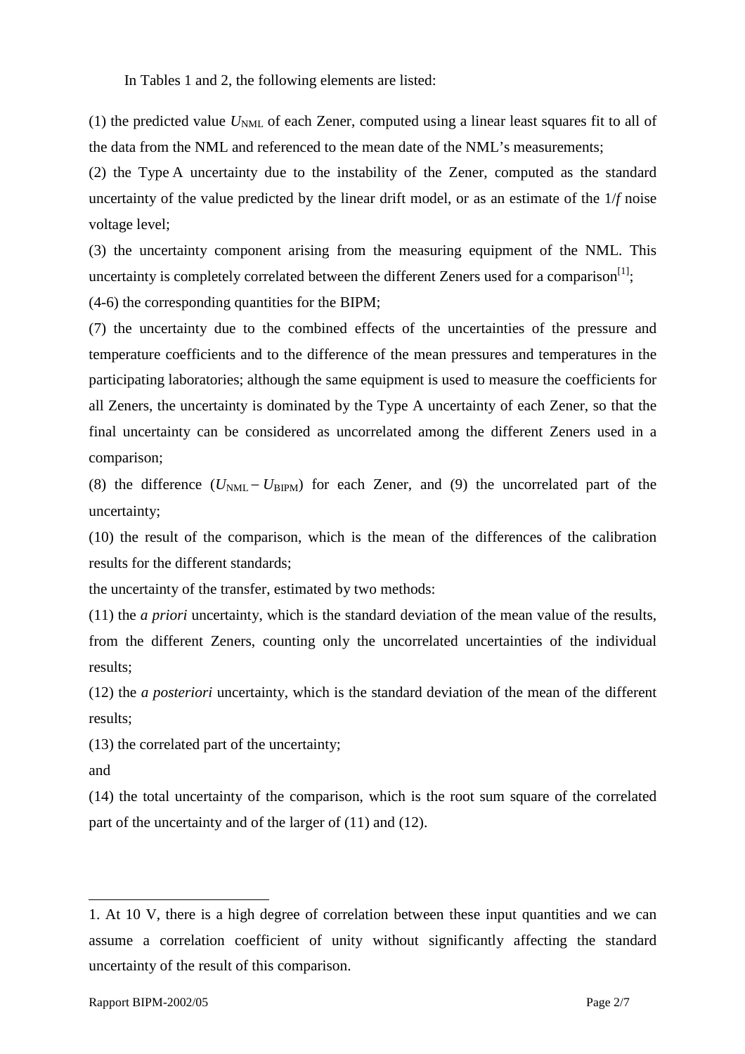In Tables 1 and 2, the following elements are listed:

(1) the predicted value $U_{\mathrm{NML}}$ of each Zener, computed using a linear least squares fit to all of the data from the NML and referenced to the mean date of the NML's measurements;

(2) the Type A uncertainty due to the instability of the Zener, computed as the standard uncertainty of the value predicted by the linear drift model, or as an estimate of the $1/f$ noise voltage level;

(3) the uncertainty component arising from the measuring equipment of the NML. This uncertainty is completely correlated between the different Zeners used for a comparison[1];

(4-6) the corresponding quantities for the BIPM;

(7) the uncertainty due to the combined effects of the uncertainties of the pressure and temperature coefficients and to the difference of the mean pressures and temperatures in the participating laboratories; although the same equipment is used to measure the coefficients for all Zeners, the uncertainty is dominated by the Type A uncertainty of each Zener, so that the final uncertainty can be considered as uncorrelated among the different Zeners used in a comparison;

(8) the difference ($U_{\mathrm{NML}} - U_{\mathrm{BIPM}}$) for each Zener, and (9) the uncorrelated part of the uncertainty;

(10) the result of the comparison, which is the mean of the differences of the calibration results for the different standards;

the uncertainty of the transfer, estimated by two methods:

(11) the *a priori* uncertainty, which is the standard deviation of the mean value of the results, from the different Zeners, counting only the uncorrelated uncertainties of the individual results;

(12) the *a posteriori* uncertainty, which is the standard deviation of the mean of the different results;

(13) the correlated part of the uncertainty;

and

(14) the total uncertainty of the comparison, which is the root sum square of the correlated part of the uncertainty and of the larger of (11) and (12).

---

1. At 10 V, there is a high degree of correlation between these input quantities and we can assume a correlation coefficient of unity without significantly affecting the standard uncertainty of the result of this comparison.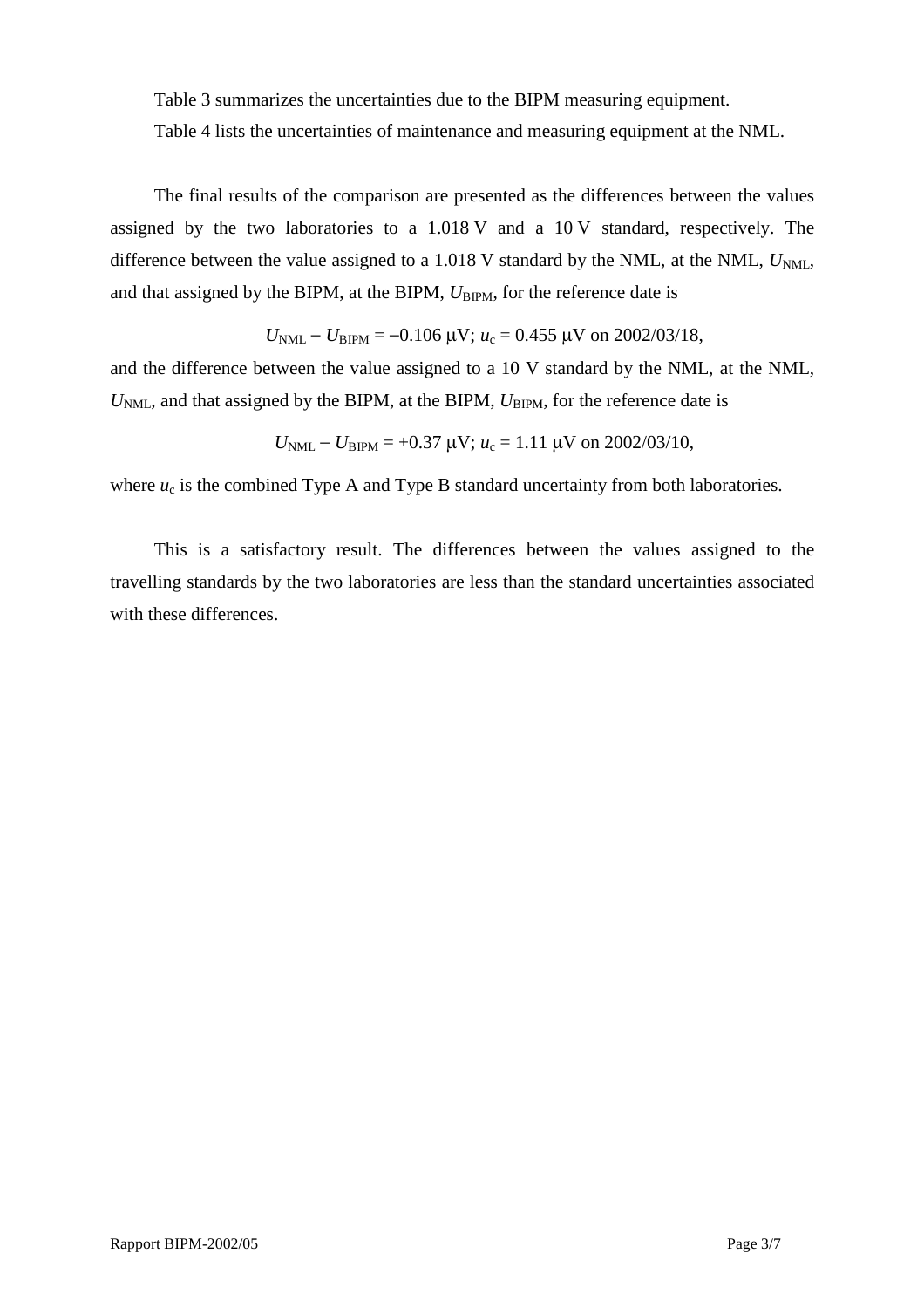Table 3 summarizes the uncertainties due to the BIPM measuring equipment.

Table 4 lists the uncertainties of maintenance and measuring equipment at the NML.

The final results of the comparison are presented as the differences between the values assigned by the two laboratories to a 1.018 V and a 10 V standard, respectively. The difference between the value assigned to a 1.018 V standard by the NML, at the NML, $U_{\mathrm{NML}}$, and that assigned by the BIPM, at the BIPM, $U_{\mathrm{BIPM}}$, for the reference date is

$$U_{\mathrm{NML}} - U_{\mathrm{BIPM}} = -0.106\ \mu\mathrm{V};\ u_{\mathrm{c}} = 0.455\ \mu\mathrm{V} \text{ on 2002/03/18,}$$

and the difference between the value assigned to a 10 V standard by the NML, at the NML, $U_{\mathrm{NML}}$, and that assigned by the BIPM, at the BIPM, $U_{\mathrm{BIPM}}$, for the reference date is

$$U_{\mathrm{NML}} - U_{\mathrm{BIPM}} = +0.37\ \mu\mathrm{V};\ u_{\mathrm{c}} = 1.11\ \mu\mathrm{V} \text{ on 2002/03/10,}$$

where $u_{\mathrm{c}}$ is the combined Type A and Type B standard uncertainty from both laboratories.

This is a satisfactory result. The differences between the values assigned to the travelling standards by the two laboratories are less than the standard uncertainties associated with these differences.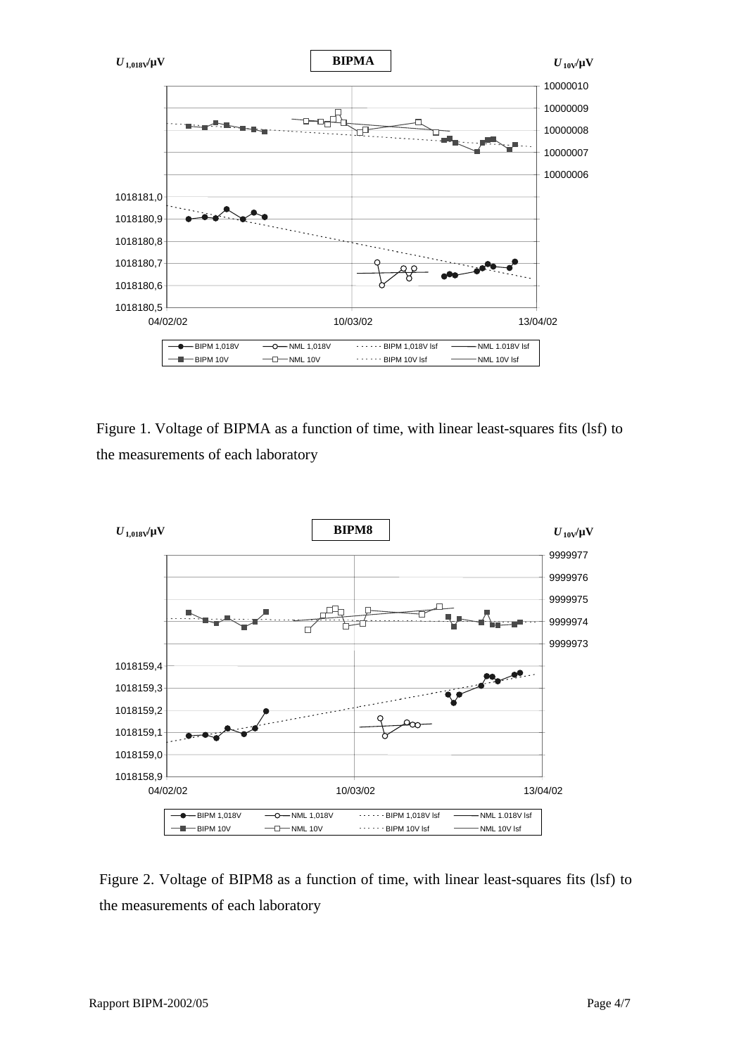Figure 1. Voltage of BIPMA as a function of time, with linear least-squares fits (lsf) to the measurements of each laboratory

Figure 2. Voltage of BIPM8 as a function of time, with linear least-squares fits (lsf) to the measurements of each laboratory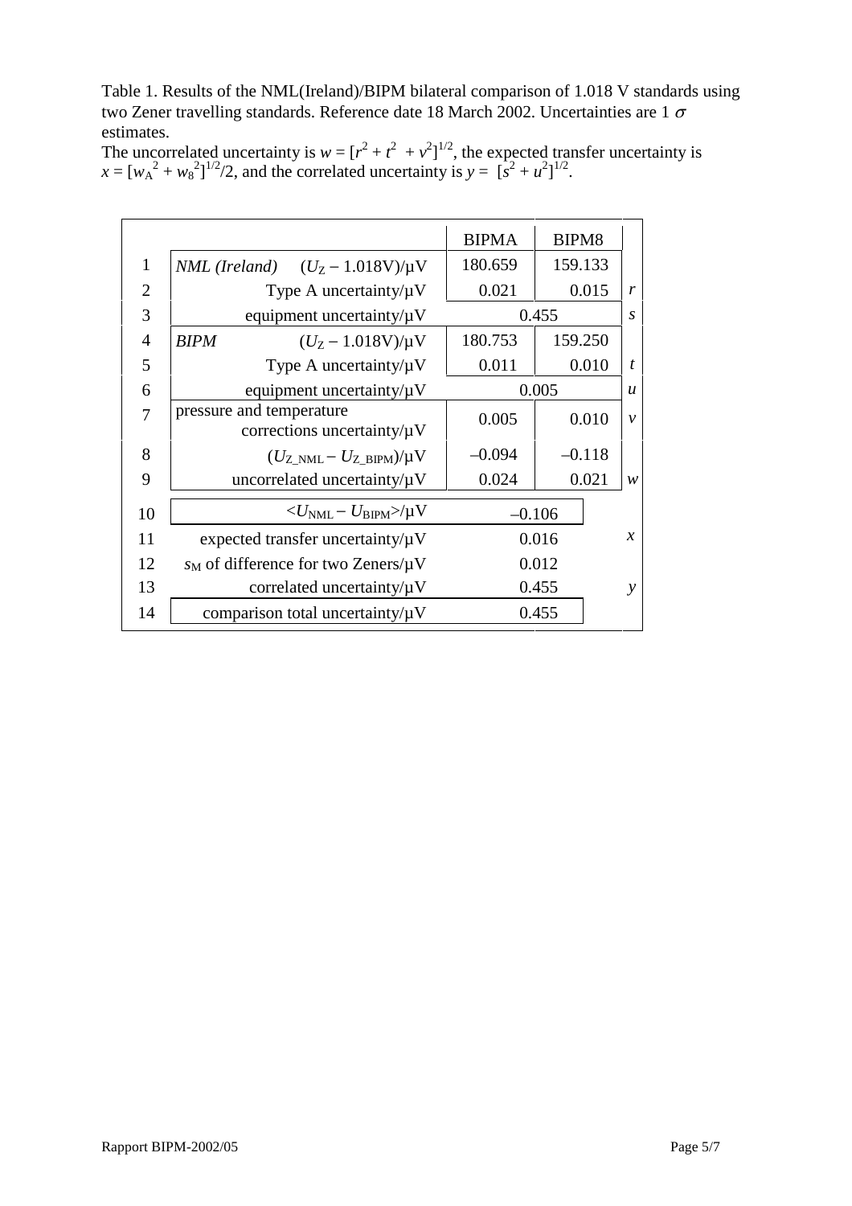Table 1. Results of the NML(Ireland)/BIPM bilateral comparison of 1.018 V standards using two Zener travelling standards. Reference date 18 March 2002. Uncertainties are 1 $\sigma$ estimates.

The uncorrelated uncertainty is $w = [r^2 + t^2 + v^2]^{1/2}$, the expected transfer uncertainty is $x = [w_A^2 + w_8^2]^{1/2}/2$, and the correlated uncertainty is $y = [s^2 + u^2]^{1/2}$.

| | | BIPMA | BIPM8 | |
|---|---|---|---|---|
| 1 | *NML (Ireland)* $(U_Z - 1.018\text{V})/\mu\text{V}$ | 180.659 | 159.133 | |
| 2 | Type A uncertainty/μV | 0.021 | 0.015 | *r* |
| 3 | equipment uncertainty/μV | 0.455 | | *s* |
| 4 | *BIPM* $(U_Z - 1.018\text{V})/\mu\text{V}$ | 180.753 | 159.250 | |
| 5 | Type A uncertainty/μV | 0.011 | 0.010 | *t* |
| 6 | equipment uncertainty/μV | 0.005 | | *u* |
| 7 | pressure and temperature corrections uncertainty/μV | 0.005 | 0.010 | *v* |
| 8 | $(U_{Z\_NML} - U_{Z\_BIPM})/\mu\text{V}$ | –0.094 | –0.118 | |
| 9 | uncorrelated uncertainty/μV | 0.024 | 0.021 | *w* |
| 10 | $<U_{NML} - U_{BIPM}>/\mu\text{V}$ | –0.106 | | |
| 11 | expected transfer uncertainty/μV | 0.016 | | *x* |
| 12 | $s_M$ of difference for two Zeners/μV | 0.012 | | |
| 13 | correlated uncertainty/μV | 0.455 | | *y* |
| 14 | comparison total uncertainty/μV | 0.455 | | |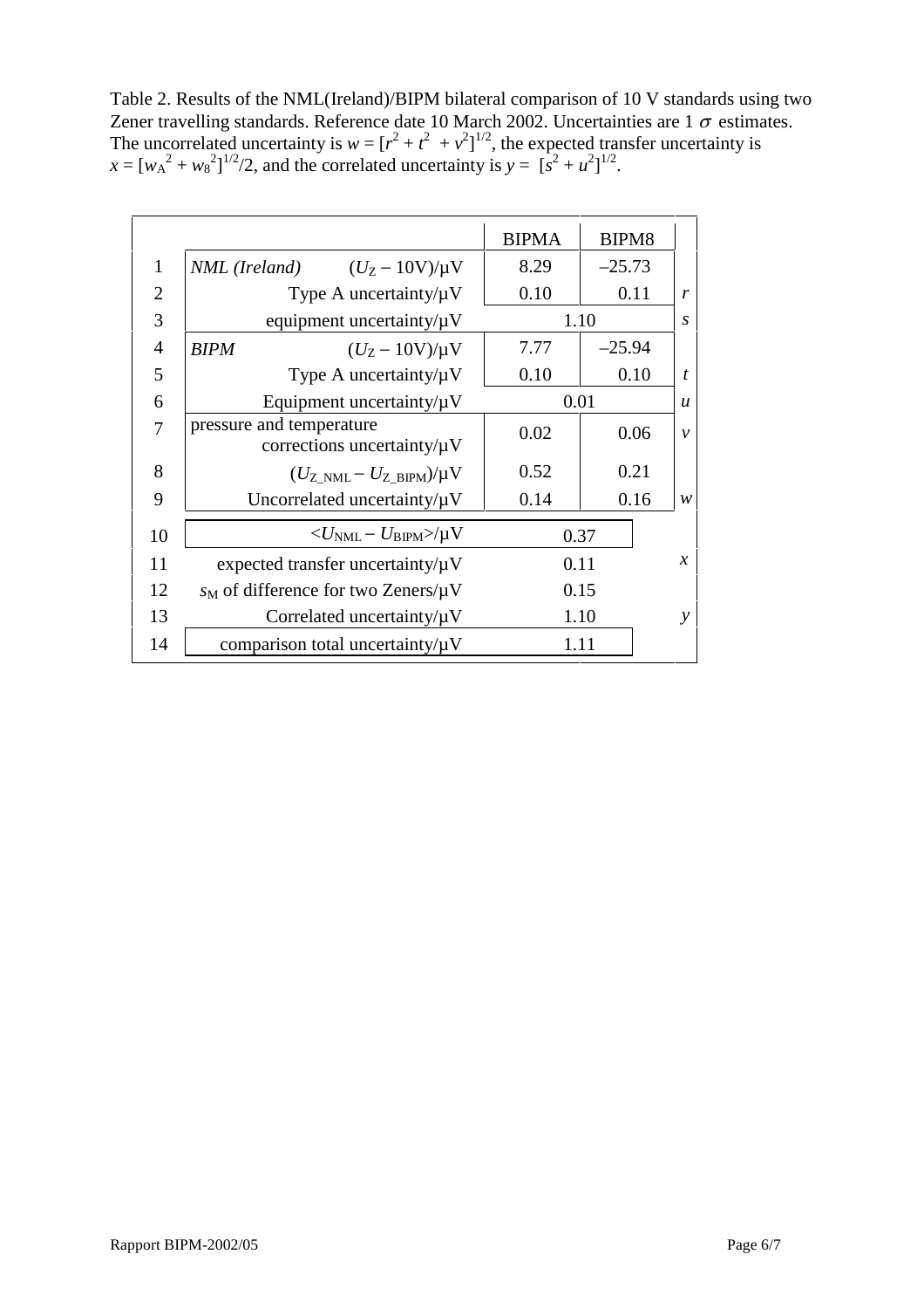Table 2. Results of the NML(Ireland)/BIPM bilateral comparison of 10 V standards using two Zener travelling standards. Reference date 10 March 2002. Uncertainties are 1 $\sigma$ estimates. The uncorrelated uncertainty is $w = [r^2 + t^2 + v^2]^{1/2}$, the expected transfer uncertainty is $x = [w_A^2 + w_8^2]^{1/2}/2$, and the correlated uncertainty is $y = [s^2 + u^2]^{1/2}$.

| | | BIPMA | BIPM8 | |
|---|---|---|---|---|
| 1 | *NML (Ireland)* $(U_Z - 10\text{V})/\mu\text{V}$ | 8.29 | –25.73 | |
| 2 | Type A uncertainty/μV | 0.10 | 0.11 | *r* |
| 3 | equipment uncertainty/μV | 1.10 | | *s* |
| 4 | *BIPM* $(U_Z - 10\text{V})/\mu\text{V}$ | 7.77 | –25.94 | |
| 5 | Type A uncertainty/μV | 0.10 | 0.10 | *t* |
| 6 | Equipment uncertainty/μV | 0.01 | | *u* |
| 7 | pressure and temperature corrections uncertainty/μV | 0.02 | 0.06 | *v* |
| 8 | $(U_{Z\_NML} - U_{Z\_BIPM})/\mu\text{V}$ | 0.52 | 0.21 | |
| 9 | Uncorrelated uncertainty/μV | 0.14 | 0.16 | *w* |
| 10 | $<U_{NML} - U_{BIPM}>/\mu\text{V}$ | 0.37 | | |
| 11 | expected transfer uncertainty/μV | 0.11 | | *x* |
| 12 | $s_M$ of difference for two Zeners/μV | 0.15 | | |
| 13 | Correlated uncertainty/μV | 1.10 | | *y* |
| 14 | comparison total uncertainty/μV | 1.11 | | |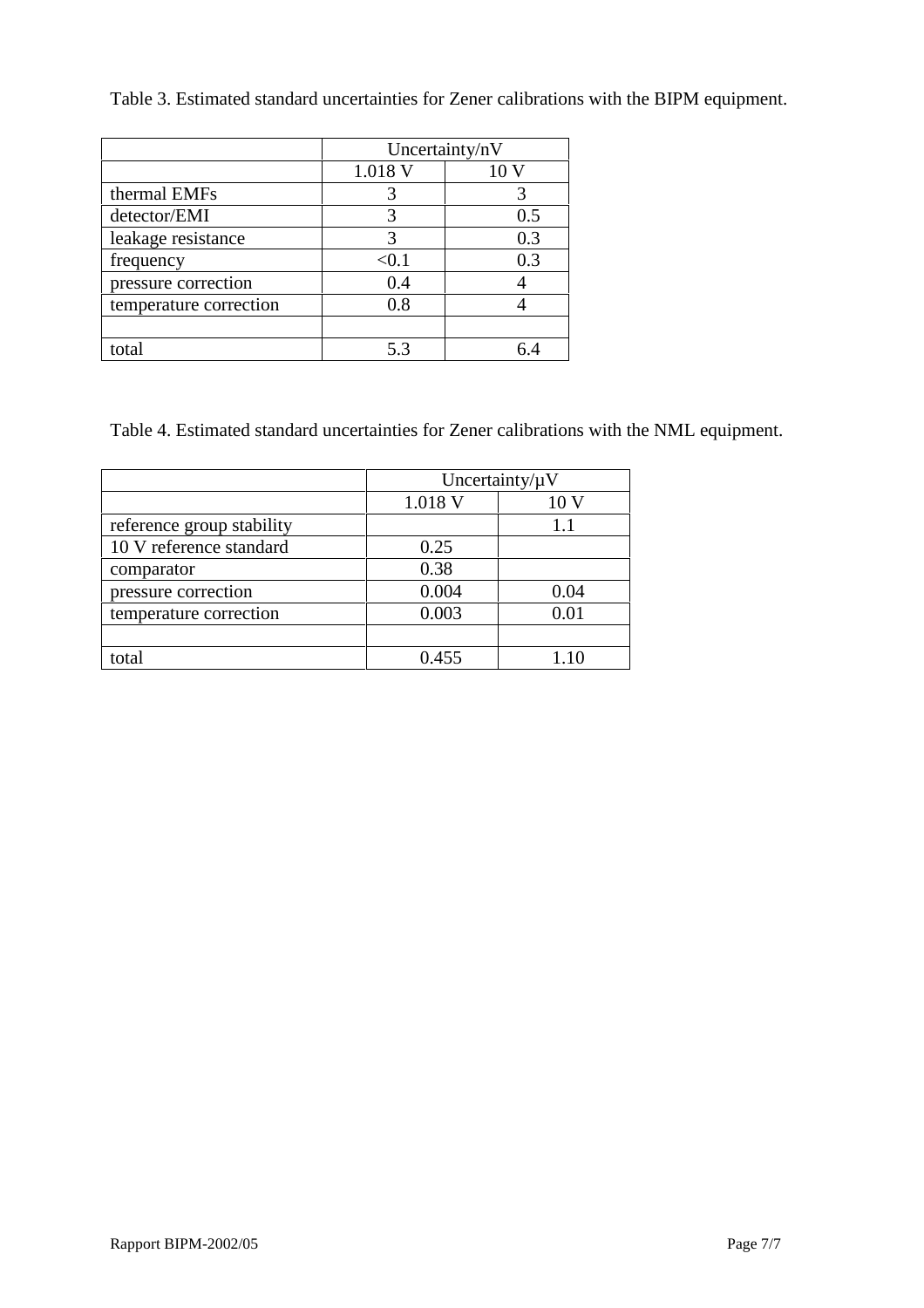Table 3. Estimated standard uncertainties for Zener calibrations with the BIPM equipment.

| | Uncertainty/nV | |
|---|---|---|
| | 1.018 V | 10 V |
| thermal EMFs | 3 | 3 |
| detector/EMI | 3 | 0.5 |
| leakage resistance | 3 | 0.3 |
| frequency | <0.1 | 0.3 |
| pressure correction | 0.4 | 4 |
| temperature correction | 0.8 | 4 |
| | | |
| total | 5.3 | 6.4 |

Table 4. Estimated standard uncertainties for Zener calibrations with the NML equipment.

| | Uncertainty/µV | |
|---|---|---|
| | 1.018 V | 10 V |
| reference group stability | | 1.1 |
| 10 V reference standard | 0.25 | |
| comparator | 0.38 | |
| pressure correction | 0.004 | 0.04 |
| temperature correction | 0.003 | 0.01 |
| | | |
| total | 0.455 | 1.10 |